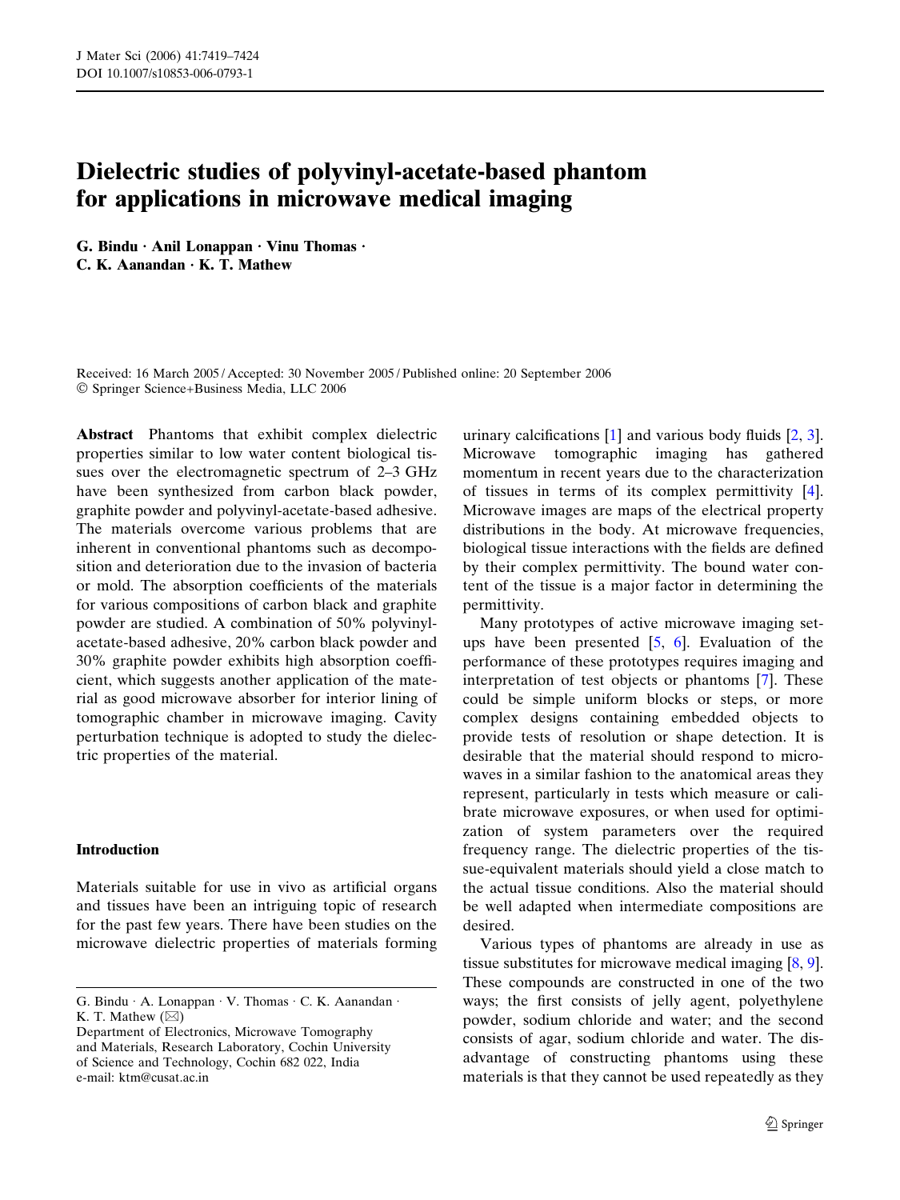# Dielectric studies of polyvinyl-acetate-based phantom for applications in microwave medical imaging

**G. Bindu · Anil Lonappan · Vinu Thomas · C. K. Aanandan · K. T. Mathew**

Received: 16 March 2005 / Accepted: 30 November 2005 / Published online: 20 September 2006
© Springer Science+Business Media, LLC 2006

**Abstract** Phantoms that exhibit complex dielectric properties similar to low water content biological tissues over the electromagnetic spectrum of 2–3 GHz have been synthesized from carbon black powder, graphite powder and polyvinyl-acetate-based adhesive. The materials overcome various problems that are inherent in conventional phantoms such as decomposition and deterioration due to the invasion of bacteria or mold. The absorption coefficients of the materials for various compositions of carbon black and graphite powder are studied. A combination of 50% polyvinyl-acetate-based adhesive, 20% carbon black powder and 30% graphite powder exhibits high absorption coefficient, which suggests another application of the material as good microwave absorber for interior lining of tomographic chamber in microwave imaging. Cavity perturbation technique is adopted to study the dielectric properties of the material.

G. Bindu · A. Lonappan · V. Thomas · C. K. Aanandan · K. T. Mathew (✉)
Department of Electronics, Microwave Tomography and Materials, Research Laboratory, Cochin University of Science and Technology, Cochin 682 022, India
e-mail: ktm@cusat.ac.in

## Introduction

Materials suitable for use in vivo as artificial organs and tissues have been an intriguing topic of research for the past few years. There have been studies on the microwave dielectric properties of materials forming urinary calcifications [1] and various body fluids [2, 3]. Microwave tomographic imaging has gathered momentum in recent years due to the characterization of tissues in terms of its complex permittivity [4]. Microwave images are maps of the electrical property distributions in the body. At microwave frequencies, biological tissue interactions with the fields are defined by their complex permittivity. The bound water content of the tissue is a major factor in determining the permittivity.

Many prototypes of active microwave imaging setups have been presented [5, 6]. Evaluation of the performance of these prototypes requires imaging and interpretation of test objects or phantoms [7]. These could be simple uniform blocks or steps, or more complex designs containing embedded objects to provide tests of resolution or shape detection. It is desirable that the material should respond to microwaves in a similar fashion to the anatomical areas they represent, particularly in tests which measure or calibrate microwave exposures, or when used for optimization of system parameters over the required frequency range. The dielectric properties of the tissue-equivalent materials should yield a close match to the actual tissue conditions. Also the material should be well adapted when intermediate compositions are desired.

Various types of phantoms are already in use as tissue substitutes for microwave medical imaging [8, 9]. These compounds are constructed in one of the two ways; the first consists of jelly agent, polyethylene powder, sodium chloride and water; and the second consists of agar, sodium chloride and water. The disadvantage of constructing phantoms using these materials is that they cannot be used repeatedly as they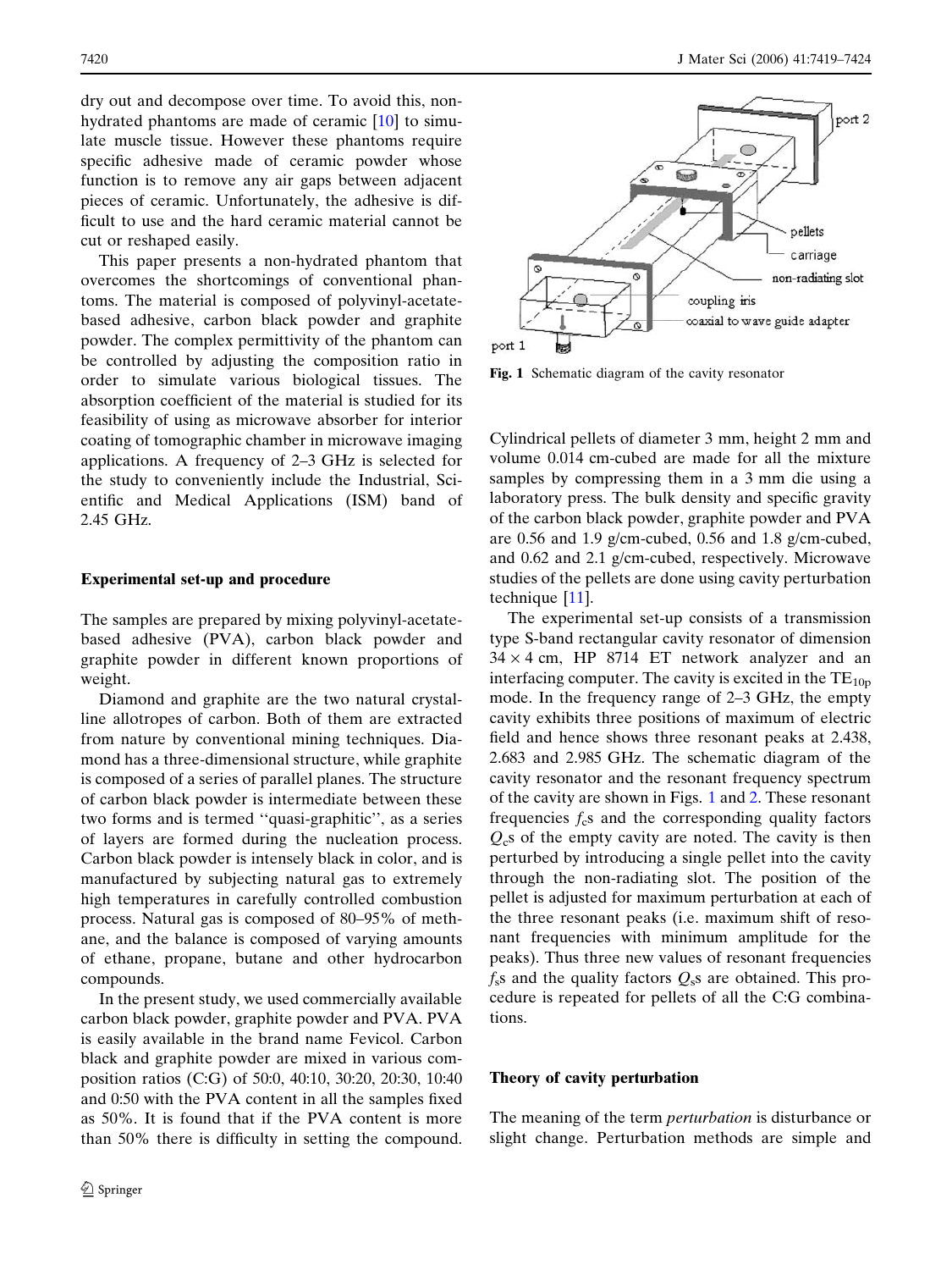dry out and decompose over time. To avoid this, non-hydrated phantoms are made of ceramic [10] to simulate muscle tissue. However these phantoms require specific adhesive made of ceramic powder whose function is to remove any air gaps between adjacent pieces of ceramic. Unfortunately, the adhesive is difficult to use and the hard ceramic material cannot be cut or reshaped easily.

This paper presents a non-hydrated phantom that overcomes the shortcomings of conventional phantoms. The material is composed of polyvinyl-acetate-based adhesive, carbon black powder and graphite powder. The complex permittivity of the phantom can be controlled by adjusting the composition ratio in order to simulate various biological tissues. The absorption coefficient of the material is studied for its feasibility of using as microwave absorber for interior coating of tomographic chamber in microwave imaging applications. A frequency of 2–3 GHz is selected for the study to conveniently include the Industrial, Scientific and Medical Applications (ISM) band of 2.45 GHz.

## Experimental set-up and procedure

The samples are prepared by mixing polyvinyl-acetate-based adhesive (PVA), carbon black powder and graphite powder in different known proportions of weight.

Diamond and graphite are the two natural crystalline allotropes of carbon. Both of them are extracted from nature by conventional mining techniques. Diamond has a three-dimensional structure, while graphite is composed of a series of parallel planes. The structure of carbon black powder is intermediate between these two forms and is termed ''quasi-graphitic'', as a series of layers are formed during the nucleation process. Carbon black powder is intensely black in color, and is manufactured by subjecting natural gas to extremely high temperatures in carefully controlled combustion process. Natural gas is composed of 80–95% of methane, and the balance is composed of varying amounts of ethane, propane, butane and other hydrocarbon compounds.

In the present study, we used commercially available carbon black powder, graphite powder and PVA. PVA is easily available in the brand name Fevicol. Carbon black and graphite powder are mixed in various composition ratios (C:G) of 50:0, 40:10, 30:20, 20:30, 10:40 and 0:50 with the PVA content in all the samples fixed as 50%. It is found that if the PVA content is more than 50% there is difficulty in setting the compound.

Fig. 1 Schematic diagram of the cavity resonator

Cylindrical pellets of diameter 3 mm, height 2 mm and volume 0.014 cm-cubed are made for all the mixture samples by compressing them in a 3 mm die using a laboratory press. The bulk density and specific gravity of the carbon black powder, graphite powder and PVA are 0.56 and 1.9 g/cm-cubed, 0.56 and 1.8 g/cm-cubed, and 0.62 and 2.1 g/cm-cubed, respectively. Microwave studies of the pellets are done using cavity perturbation technique [11].

The experimental set-up consists of a transmission type S-band rectangular cavity resonator of dimension $34 \times 4$ cm, HP 8714 ET network analyzer and an interfacing computer. The cavity is excited in the $TE_{10p}$ mode. In the frequency range of 2–3 GHz, the empty cavity exhibits three positions of maximum of electric field and hence shows three resonant peaks at 2.438, 2.683 and 2.985 GHz. The schematic diagram of the cavity resonator and the resonant frequency spectrum of the cavity are shown in Figs. 1 and 2. These resonant frequencies $f_c$s and the corresponding quality factors $Q_c$s of the empty cavity are noted. The cavity is then perturbed by introducing a single pellet into the cavity through the non-radiating slot. The position of the pellet is adjusted for maximum perturbation at each of the three resonant peaks (i.e. maximum shift of resonant frequencies with minimum amplitude for the peaks). Thus three new values of resonant frequencies $f_s$s and the quality factors $Q_s$s are obtained. This procedure is repeated for pellets of all the C:G combinations.

## Theory of cavity perturbation

The meaning of the term *perturbation* is disturbance or slight change. Perturbation methods are simple and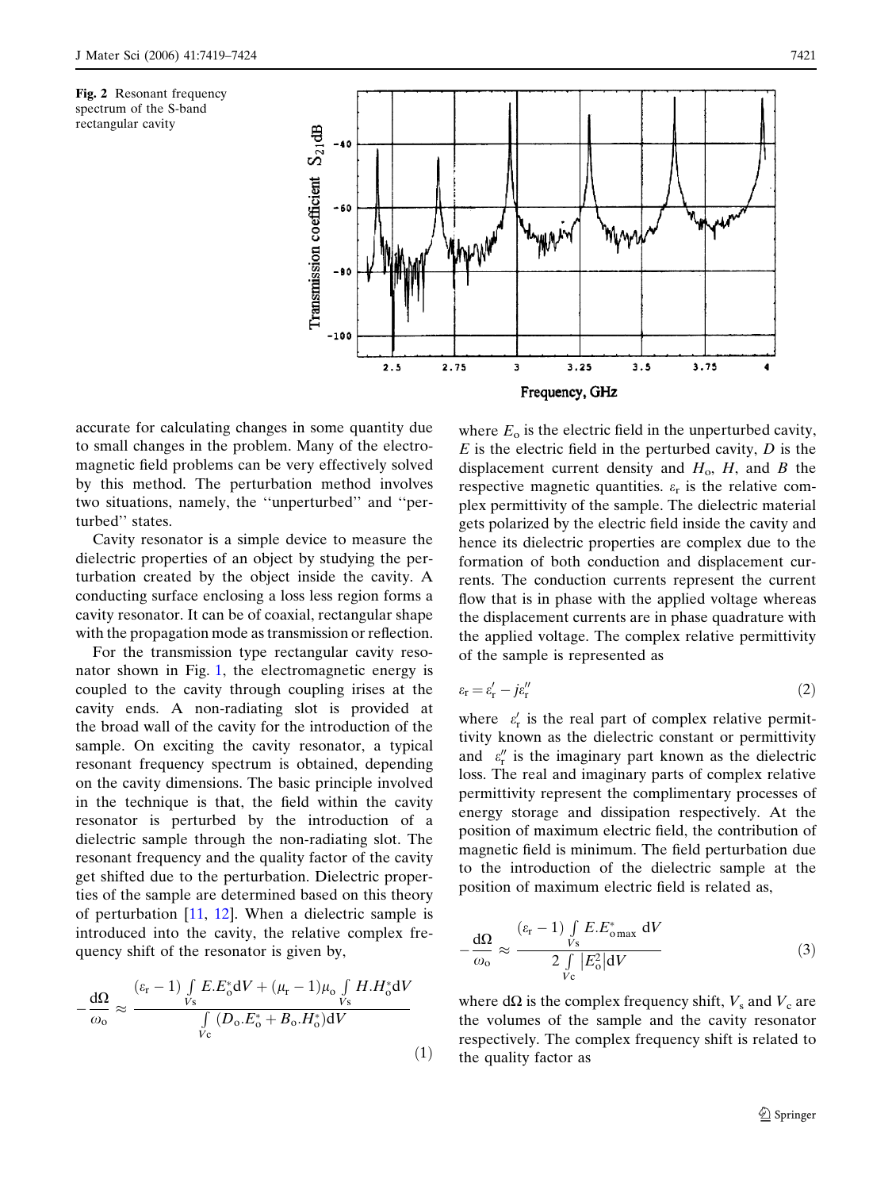Fig. 2 Resonant frequency spectrum of the S-band rectangular cavity

accurate for calculating changes in some quantity due to small changes in the problem. Many of the electromagnetic field problems can be very effectively solved by this method. The perturbation method involves two situations, namely, the ''unperturbed'' and ''perturbed'' states.

Cavity resonator is a simple device to measure the dielectric properties of an object by studying the perturbation created by the object inside the cavity. A conducting surface enclosing a loss less region forms a cavity resonator. It can be of coaxial, rectangular shape with the propagation mode as transmission or reflection.

For the transmission type rectangular cavity resonator shown in Fig. 1, the electromagnetic energy is coupled to the cavity through coupling irises at the cavity ends. A non-radiating slot is provided at the broad wall of the cavity for the introduction of the sample. On exciting the cavity resonator, a typical resonant frequency spectrum is obtained, depending on the cavity dimensions. The basic principle involved in the technique is that, the field within the cavity resonator is perturbed by the introduction of a dielectric sample through the non-radiating slot. The resonant frequency and the quality factor of the cavity get shifted due to the perturbation. Dielectric properties of the sample are determined based on this theory of perturbation [11, 12]. When a dielectric sample is introduced into the cavity, the relative complex frequency shift of the resonator is given by,

$$-\frac{\mathrm{d}\Omega}{\omega_{\mathrm{o}}} \approx \frac{(\varepsilon_{\mathrm{r}}-1)\int\limits_{Vs} E.E_{\mathrm{o}}^{*}\mathrm{d}V + (\mu_{\mathrm{r}}-1)\mu_{\mathrm{o}}\int\limits_{Vs} H.H_{\mathrm{o}}^{*}\mathrm{d}V}{\int\limits_{Vc}(D_{\mathrm{o}}.E_{\mathrm{o}}^{*}+B_{\mathrm{o}}.H_{\mathrm{o}}^{*})\mathrm{d}V} \tag{1}$$

where $E_{\mathrm{o}}$ is the electric field in the unperturbed cavity, $E$ is the electric field in the perturbed cavity, $D$ is the displacement current density and $H_{\mathrm{o}}$, $H$, and $B$ the respective magnetic quantities. $\varepsilon_{\mathrm{r}}$ is the relative complex permittivity of the sample. The dielectric material gets polarized by the electric field inside the cavity and hence its dielectric properties are complex due to the formation of both conduction and displacement currents. The conduction currents represent the current flow that is in phase with the applied voltage whereas the displacement currents are in phase quadrature with the applied voltage. The complex relative permittivity of the sample is represented as

$$\varepsilon_{\mathrm{r}} = \varepsilon_{\mathrm{r}}' - j\varepsilon_{\mathrm{r}}'' \tag{2}$$

where $\varepsilon_{\mathrm{r}}'$ is the real part of complex relative permittivity known as the dielectric constant or permittivity and $\varepsilon_{\mathrm{r}}''$ is the imaginary part known as the dielectric loss. The real and imaginary parts of complex relative permittivity represent the complimentary processes of energy storage and dissipation respectively. At the position of maximum electric field, the contribution of magnetic field is minimum. The field perturbation due to the introduction of the dielectric sample at the position of maximum electric field is related as,

$$-\frac{\mathrm{d}\Omega}{\omega_{\mathrm{o}}} \approx \frac{(\varepsilon_{\mathrm{r}}-1)\int\limits_{Vs} E.E_{\mathrm{o\,max}}^{*}\,\mathrm{d}V}{2\int\limits_{Vc}|E_{\mathrm{o}}^{2}|\mathrm{d}V} \tag{3}$$

where $\mathrm{d}\Omega$ is the complex frequency shift, $V_{\mathrm{s}}$ and $V_{\mathrm{c}}$ are the volumes of the sample and the cavity resonator respectively. The complex frequency shift is related to the quality factor as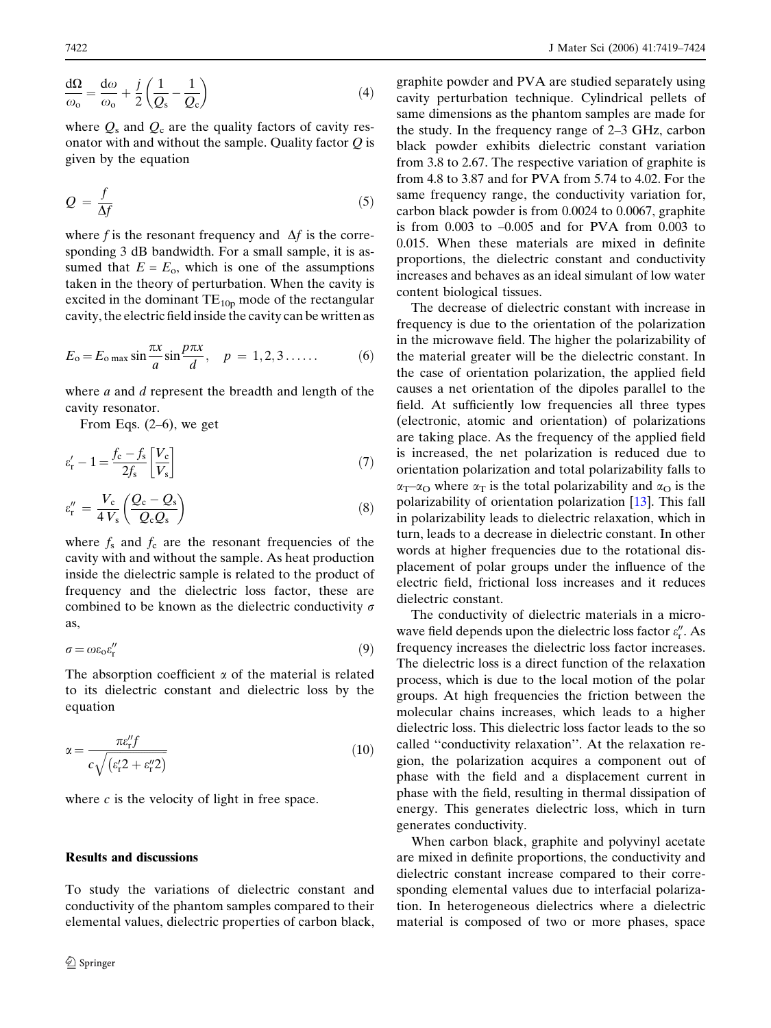$$\frac{d\Omega}{\omega_o} = \frac{d\omega}{\omega_o} + \frac{j}{2}\left(\frac{1}{Q_s} - \frac{1}{Q_c}\right) \tag{4}$$

where $Q_s$ and $Q_c$ are the quality factors of cavity resonator with and without the sample. Quality factor $Q$ is given by the equation

$$Q = \frac{f}{\Delta f} \tag{5}$$

where $f$ is the resonant frequency and $\Delta f$ is the corresponding 3 dB bandwidth. For a small sample, it is assumed that $E = E_o$, which is one of the assumptions taken in the theory of perturbation. When the cavity is excited in the dominant $TE_{10p}$ mode of the rectangular cavity, the electric field inside the cavity can be written as

$$E_o = E_{o\,\max} \sin\frac{\pi x}{a} \sin\frac{p\pi x}{d}, \quad p = 1, 2, 3 \ldots\ldots \tag{6}$$

where $a$ and $d$ represent the breadth and length of the cavity resonator.

From Eqs. (2–6), we get

$$\varepsilon_r' - 1 = \frac{f_c - f_s}{2f_s}\left[\frac{V_c}{V_s}\right] \tag{7}$$

$$\varepsilon_r'' = \frac{V_c}{4V_s}\left(\frac{Q_c - Q_s}{Q_c Q_s}\right) \tag{8}$$

where $f_s$ and $f_c$ are the resonant frequencies of the cavity with and without the sample. As heat production inside the dielectric sample is related to the product of frequency and the dielectric loss factor, these are combined to be known as the dielectric conductivity $\sigma$ as,

$$\sigma = \omega\varepsilon_o\varepsilon_r'' \tag{9}$$

The absorption coefficient $\alpha$ of the material is related to its dielectric constant and dielectric loss by the equation

$$\alpha = \frac{\pi\varepsilon_r'' f}{c\sqrt{\left(\varepsilon_r'2 + \varepsilon_r''2\right)}} \tag{10}$$

where $c$ is the velocity of light in free space.

## Results and discussions

To study the variations of dielectric constant and conductivity of the phantom samples compared to their elemental values, dielectric properties of carbon black, graphite powder and PVA are studied separately using cavity perturbation technique. Cylindrical pellets of same dimensions as the phantom samples are made for the study. In the frequency range of 2–3 GHz, carbon black powder exhibits dielectric constant variation from 3.8 to 2.67. The respective variation of graphite is from 4.8 to 3.87 and for PVA from 5.74 to 4.02. For the same frequency range, the conductivity variation for, carbon black powder is from 0.0024 to 0.0067, graphite is from 0.003 to –0.005 and for PVA from 0.003 to 0.015. When these materials are mixed in definite proportions, the dielectric constant and conductivity increases and behaves as an ideal simulant of low water content biological tissues.

The decrease of dielectric constant with increase in frequency is due to the orientation of the polarization in the microwave field. The higher the polarizability of the material greater will be the dielectric constant. In the case of orientation polarization, the applied field causes a net orientation of the dipoles parallel to the field. At sufficiently low frequencies all three types (electronic, atomic and orientation) of polarizations are taking place. As the frequency of the applied field is increased, the net polarization is reduced due to orientation polarization and total polarizability falls to $\alpha_T$–$\alpha_O$ where $\alpha_T$ is the total polarizability and $\alpha_O$ is the polarizability of orientation polarization [13]. This fall in polarizability leads to dielectric relaxation, which in turn, leads to a decrease in dielectric constant. In other words at higher frequencies due to the rotational displacement of polar groups under the influence of the electric field, frictional loss increases and it reduces dielectric constant.

The conductivity of dielectric materials in a microwave field depends upon the dielectric loss factor $\varepsilon_r''$. As frequency increases the dielectric loss factor increases. The dielectric loss is a direct function of the relaxation process, which is due to the local motion of the polar groups. At high frequencies the friction between the molecular chains increases, which leads to a higher dielectric loss. This dielectric loss factor leads to the so called ''conductivity relaxation''. At the relaxation region, the polarization acquires a component out of phase with the field and a displacement current in phase with the field, resulting in thermal dissipation of energy. This generates dielectric loss, which in turn generates conductivity.

When carbon black, graphite and polyvinyl acetate are mixed in definite proportions, the conductivity and dielectric constant increase compared to their corresponding elemental values due to interfacial polarization. In heterogeneous dielectrics where a dielectric material is composed of two or more phases, space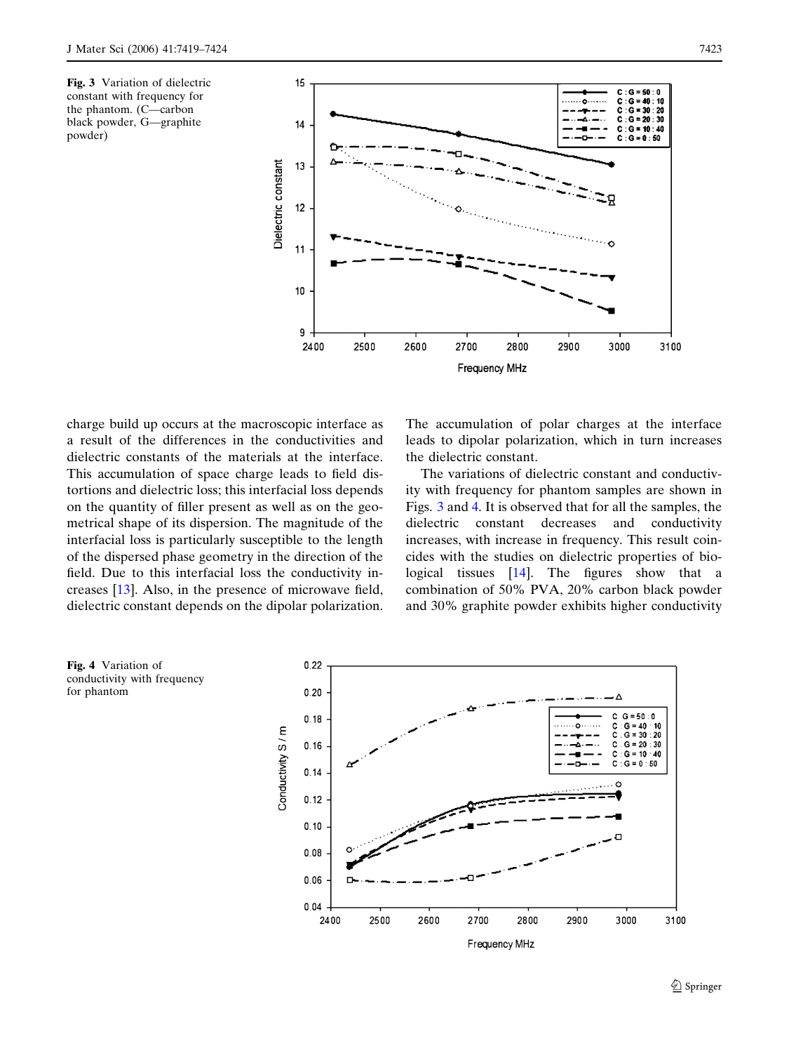**Fig. 3** Variation of dielectric constant with frequency for the phantom. (C—carbon black powder, G—graphite powder)

charge build up occurs at the macroscopic interface as a result of the differences in the conductivities and dielectric constants of the materials at the interface. This accumulation of space charge leads to field distortions and dielectric loss; this interfacial loss depends on the quantity of filler present as well as on the geometrical shape of its dispersion. The magnitude of the interfacial loss is particularly susceptible to the length of the dispersed phase geometry in the direction of the field. Due to this interfacial loss the conductivity increases [13]. Also, in the presence of microwave field, dielectric constant depends on the dipolar polarization. The accumulation of polar charges at the interface leads to dipolar polarization, which in turn increases the dielectric constant.

The variations of dielectric constant and conductivity with frequency for phantom samples are shown in Figs. 3 and 4. It is observed that for all the samples, the dielectric constant decreases and conductivity increases, with increase in frequency. This result coincides with the studies on dielectric properties of biological tissues [14]. The figures show that a combination of 50% PVA, 20% carbon black powder and 30% graphite powder exhibits higher conductivity

**Fig. 4** Variation of conductivity with frequency for phantom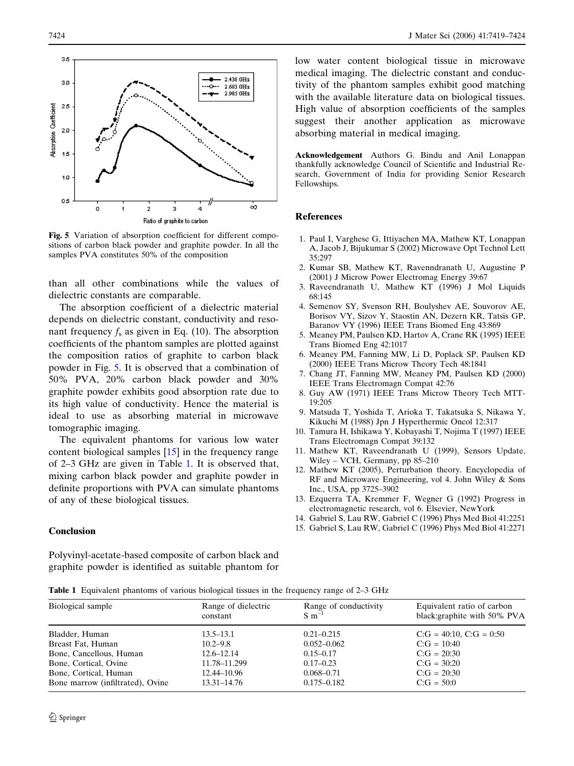3.5

3.0

2.5

2.0

1.5

1.0

0.5

Absorption Coefficient

2.438 GHz

2.683 GHz

2.985 GHz

0 1 2 3 4 ∞

Ratio of graphite to carbon

**Fig. 5** Variation of absorption coefficient for different compositions of carbon black powder and graphite powder. In all the samples PVA constitutes 50% of the composition

than all other combinations while the values of dielectric constants are comparable.

The absorption coefficient of a dielectric material depends on dielectric constant, conductivity and resonant frequency $f_s$ as given in Eq. (10). The absorption coefficients of the phantom samples are plotted against the composition ratios of graphite to carbon black powder in Fig. 5. It is observed that a combination of 50% PVA, 20% carbon black powder and 30% graphite powder exhibits good absorption rate due to its high value of conductivity. Hence the material is ideal to use as absorbing material in microwave tomographic imaging.

The equivalent phantoms for various low water content biological samples [15] in the frequency range of 2–3 GHz are given in Table 1. It is observed that, mixing carbon black powder and graphite powder in definite proportions with PVA can simulate phantoms of any of these biological tissues.

## Conclusion

Polyvinyl-acetate-based composite of carbon black and graphite powder is identified as suitable phantom for low water content biological tissue in microwave medical imaging. The dielectric constant and conductivity of the phantom samples exhibit good matching with the available literature data on biological tissues. High value of absorption coefficients of the samples suggest their another application as microwave absorbing material in medical imaging.

**Acknowledgement** Authors G. Bindu and Anil Lonappan thankfully acknowledge Council of Scientific and Industrial Research, Government of India for providing Senior Research Fellowships.

## References

1. Paul I, Varghese G, Ittiyachen MA, Mathew KT, Lonappan A, Jacob J, Bijukumar S (2002) Microwave Opt Technol Lett 35:297
2. Kumar SB, Mathew KT, Ravenndranath U, Augustine P (2001) J Microw Power Electromag Energy 39:67
3. Raveendranath U, Mathew KT (1996) J Mol Liquids 68:145
4. Semenov SY, Svenson RH, Boulyshev AE, Souvorov AE, Borisov VY, Sizov Y, Staostin AN, Dezern KR, Tatsis GP, Baranov VY (1996) IEEE Trans Biomed Eng 43:869
5. Meaney PM, Paulsen KD, Hartov A, Crane RK (1995) IEEE Trans Biomed Eng 42:1017
6. Meaney PM, Fanning MW, Li D, Poplack SP, Paulsen KD (2000) IEEE Trans Microw Theory Tech 48:1841
7. Chang JT, Fanning MW, Meaney PM, Paulsen KD (2000) IEEE Trans Electromagn Compat 42:76
8. Guy AW (1971) IEEE Trans Microw Theory Tech MTT-19:205
9. Matsuda T, Yoshida T, Arioka T, Takatsuka S, Nikawa Y, Kikuchi M (1988) Jpn J Hyperthermic Oncol 12:317
10. Tamura H, Ishikawa Y, Kobayashi T, Nojima T (1997) IEEE Trans Electromagn Compat 39:132
11. Mathew KT, Raveendranath U (1999), Sensors Update, Wiley – VCH, Germany, pp 85–210
12. Mathew KT (2005), Perturbation theory. Encyclopedia of RF and Microwave Engineering, vol 4. John Wiley & Sons Inc., USA, pp 3725–3902
13. Ezquerra TA, Kremmer F, Wegner G (1992) Progress in electromagnetic research, vol 6. Elsevier, NewYork
14. Gabriel S, Lau RW, Gabriel C (1996) Phys Med Biol 41:2251
15. Gabriel S, Lau RW, Gabriel C (1996) Phys Med Biol 41:2271

**Table 1** Equivalent phantoms of various biological tissues in the frequency range of 2–3 GHz

| Biological sample | Range of dielectric constant | Range of conductivity S m$^{-1}$ | Equivalent ratio of carbon black:graphite with 50% PVA |
|---|---|---|---|
| Bladder, Human | 13.5–13.1 | 0.21–0.215 | C:G = 40:10, C:G = 0:50 |
| Breast Fat, Human | 10.2–9.8 | 0.052–0.062 | C:G = 10:40 |
| Bone, Cancellous, Human | 12.6–12.14 | 0.15–0.17 | C:G = 20:30 |
| Bone, Cortical, Ovine | 11.78–11.299 | 0.17–0.23 | C:G = 30:20 |
| Bone, Cortical, Human | 12.44–10.96 | 0.068–0.71 | C:G = 20:30 |
| Bone marrow (infiltrated), Ovine | 13.31–14.76 | 0.175–0.182 | C:G = 50:0 |